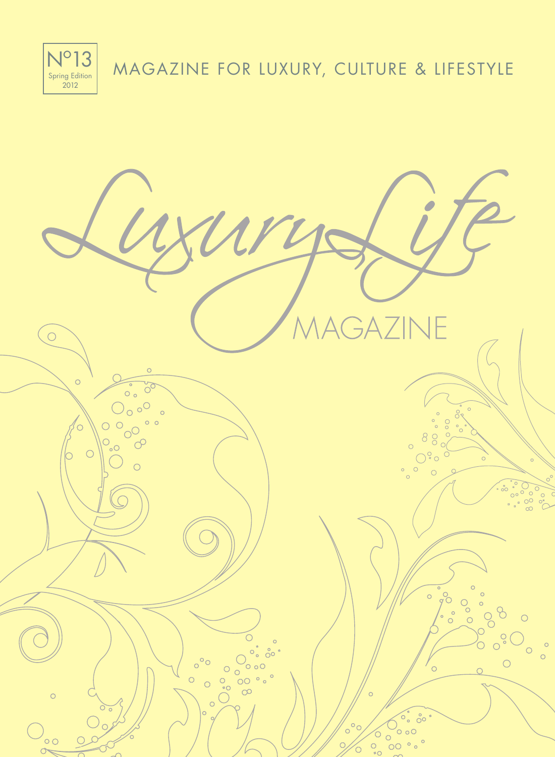N°13
Spring Edition
2012

MAGAZINE FOR LUXURY, CULTURE & LIFESTYLE

# Luxury Life

MAGAZINE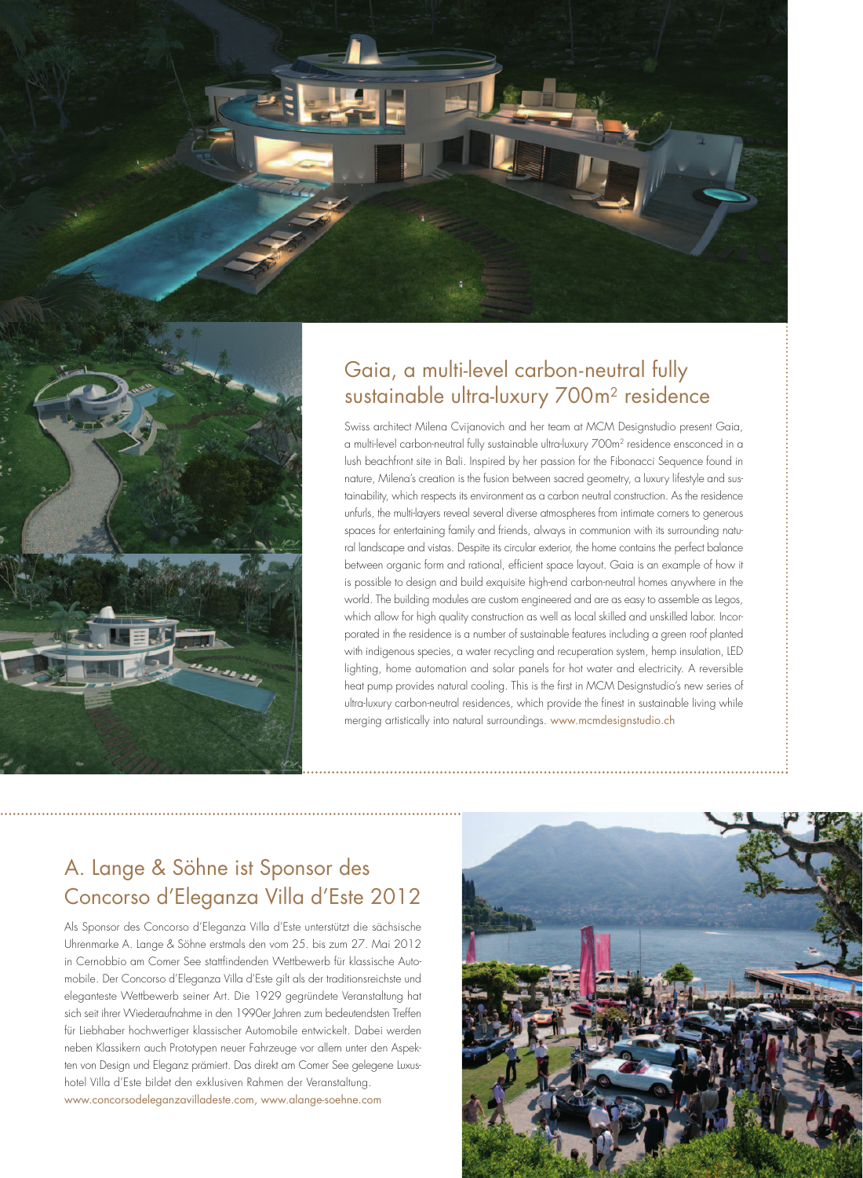## Gaia, a multi-level carbon-neutral fully sustainable ultra-luxury 700m² residence

Swiss architect Milena Cvijanovich and her team at MCM Designstudio present Gaia, a multi-level carbon-neutral fully sustainable ultra-luxury 700m² residence ensconced in a lush beachfront site in Bali. Inspired by her passion for the Fibonacci Sequence found in nature, Milena's creation is the fusion between sacred geometry, a luxury lifestyle and sustainability, which respects its environment as a carbon neutral construction. As the residence unfurls, the multi-layers reveal several diverse atmospheres from intimate corners to generous spaces for entertaining family and friends, always in communion with its surrounding natural landscape and vistas. Despite its circular exterior, the home contains the perfect balance between organic form and rational, efficient space layout. Gaia is an example of how it is possible to design and build exquisite high-end carbon-neutral homes anywhere in the world. The building modules are custom engineered and are as easy to assemble as Legos, which allow for high quality construction as well as local skilled and unskilled labor. Incorporated in the residence is a number of sustainable features including a green roof planted with indigenous species, a water recycling and recuperation system, hemp insulation, LED lighting, home automation and solar panels for hot water and electricity. A reversible heat pump provides natural cooling. This is the first in MCM Designstudio's new series of ultra-luxury carbon-neutral residences, which provide the finest in sustainable living while merging artistically into natural surroundings. www.mcmdesignstudio.ch

## A. Lange & Söhne ist Sponsor des Concorso d'Eleganza Villa d'Este 2012

Als Sponsor des Concorso d'Eleganza Villa d'Este unterstützt die sächsische Uhrenmarke A. Lange & Söhne erstmals den vom 25. bis zum 27. Mai 2012 in Cernobbio am Comer See stattfindenden Wettbewerb für klassische Automobile. Der Concorso d'Eleganza Villa d'Este gilt als der traditionsreichste und eleganteste Wettbewerb seiner Art. Die 1929 gegründete Veranstaltung hat sich seit ihrer Wiederaufnahme in den 1990er Jahren zum bedeutendsten Treffen für Liebhaber hochwertiger klassischer Automobile entwickelt. Dabei werden neben Klassikern auch Prototypen neuer Fahrzeuge vor allem unter den Aspekten von Design und Eleganz prämiert. Das direkt am Comer See gelegene Luxushotel Villa d'Este bildet den exklusiven Rahmen der Veranstaltung.
www.concorsodeleganzavilladeste.com, www.alange-soehne.com